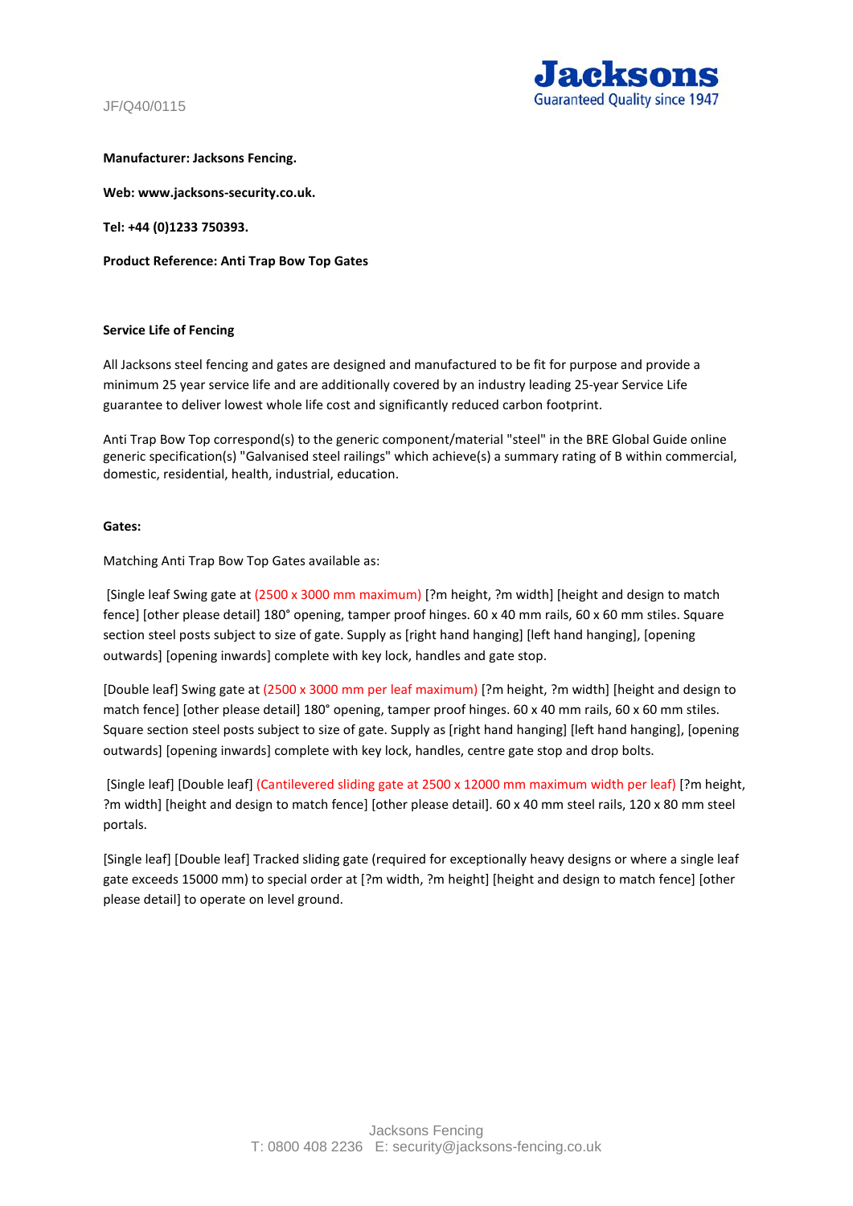JF/Q40/0115

**Manufacturer: Jacksons Fencing.**

**Web: www.jacksons-security.co.uk.**

**Tel: +44 (0)1233 750393.**

**Product Reference: Anti Trap Bow Top Gates**

**Service Life of Fencing**

All Jacksons steel fencing and gates are designed and manufactured to be fit for purpose and provide a minimum 25 year service life and are additionally covered by an industry leading 25-year Service Life guarantee to deliver lowest whole life cost and significantly reduced carbon footprint.

Anti Trap Bow Top correspond(s) to the generic component/material "steel" in the BRE Global Guide online generic specification(s) "Galvanised steel railings" which achieve(s) a summary rating of B within commercial, domestic, residential, health, industrial, education.

**Gates:**

Matching Anti Trap Bow Top Gates available as:

[Single leaf Swing gate at (2500 x 3000 mm maximum) [?m height, ?m width] [height and design to match fence] [other please detail] 180° opening, tamper proof hinges. 60 x 40 mm rails, 60 x 60 mm stiles. Square section steel posts subject to size of gate. Supply as [right hand hanging] [left hand hanging], [opening outwards] [opening inwards] complete with key lock, handles and gate stop.

[Double leaf] Swing gate at (2500 x 3000 mm per leaf maximum) [?m height, ?m width] [height and design to match fence] [other please detail] 180° opening, tamper proof hinges. 60 x 40 mm rails, 60 x 60 mm stiles. Square section steel posts subject to size of gate. Supply as [right hand hanging] [left hand hanging], [opening outwards] [opening inwards] complete with key lock, handles, centre gate stop and drop bolts.

[Single leaf] [Double leaf] (Cantilevered sliding gate at 2500 x 12000 mm maximum width per leaf) [?m height, ?m width] [height and design to match fence] [other please detail]. 60 x 40 mm steel rails, 120 x 80 mm steel portals.

[Single leaf] [Double leaf] Tracked sliding gate (required for exceptionally heavy designs or where a single leaf gate exceeds 15000 mm) to special order at [?m width, ?m height] [height and design to match fence] [other please detail] to operate on level ground.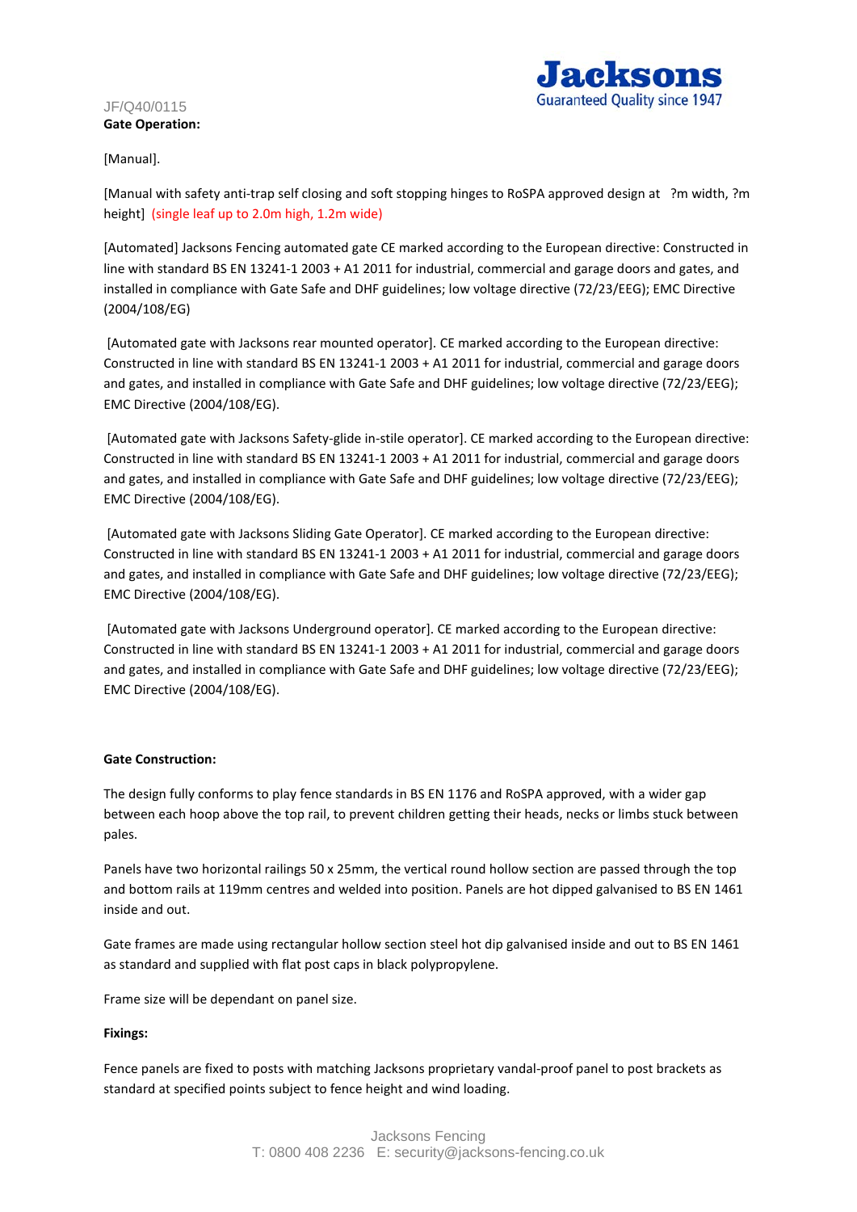JF/Q40/0115

**Gate Operation:**

[Manual].

[Manual with safety anti-trap self closing and soft stopping hinges to RoSPA approved design at ?m width, ?m height] (single leaf up to 2.0m high, 1.2m wide)

[Automated] Jacksons Fencing automated gate CE marked according to the European directive: Constructed in line with standard BS EN 13241-1 2003 + A1 2011 for industrial, commercial and garage doors and gates, and installed in compliance with Gate Safe and DHF guidelines; low voltage directive (72/23/EEG); EMC Directive (2004/108/EG)

[Automated gate with Jacksons rear mounted operator]. CE marked according to the European directive: Constructed in line with standard BS EN 13241-1 2003 + A1 2011 for industrial, commercial and garage doors and gates, and installed in compliance with Gate Safe and DHF guidelines; low voltage directive (72/23/EEG); EMC Directive (2004/108/EG).

[Automated gate with Jacksons Safety-glide in-stile operator]. CE marked according to the European directive: Constructed in line with standard BS EN 13241-1 2003 + A1 2011 for industrial, commercial and garage doors and gates, and installed in compliance with Gate Safe and DHF guidelines; low voltage directive (72/23/EEG); EMC Directive (2004/108/EG).

[Automated gate with Jacksons Sliding Gate Operator]. CE marked according to the European directive: Constructed in line with standard BS EN 13241-1 2003 + A1 2011 for industrial, commercial and garage doors and gates, and installed in compliance with Gate Safe and DHF guidelines; low voltage directive (72/23/EEG); EMC Directive (2004/108/EG).

[Automated gate with Jacksons Underground operator]. CE marked according to the European directive: Constructed in line with standard BS EN 13241-1 2003 + A1 2011 for industrial, commercial and garage doors and gates, and installed in compliance with Gate Safe and DHF guidelines; low voltage directive (72/23/EEG); EMC Directive (2004/108/EG).

**Gate Construction:**

The design fully conforms to play fence standards in BS EN 1176 and RoSPA approved, with a wider gap between each hoop above the top rail, to prevent children getting their heads, necks or limbs stuck between pales.

Panels have two horizontal railings 50 x 25mm, the vertical round hollow section are passed through the top and bottom rails at 119mm centres and welded into position. Panels are hot dipped galvanised to BS EN 1461 inside and out.

Gate frames are made using rectangular hollow section steel hot dip galvanised inside and out to BS EN 1461 as standard and supplied with flat post caps in black polypropylene.

Frame size will be dependant on panel size.

**Fixings:**

Fence panels are fixed to posts with matching Jacksons proprietary vandal-proof panel to post brackets as standard at specified points subject to fence height and wind loading.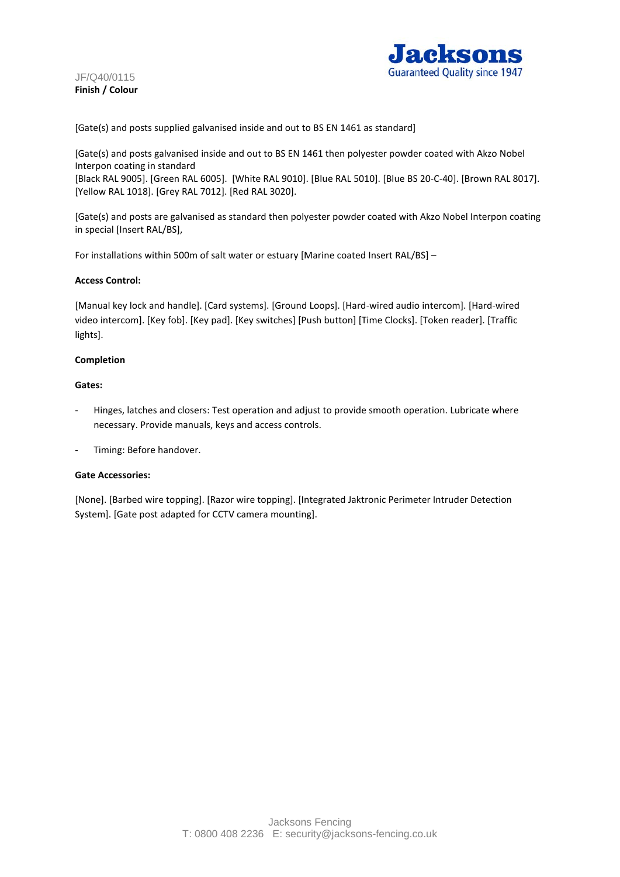JF/Q40/0115
**Finish / Colour**

[Gate(s) and posts supplied galvanised inside and out to BS EN 1461 as standard]

[Gate(s) and posts galvanised inside and out to BS EN 1461 then polyester powder coated with Akzo Nobel Interpon coating in standard
[Black RAL 9005]. [Green RAL 6005]. [White RAL 9010]. [Blue RAL 5010]. [Blue BS 20-C-40]. [Brown RAL 8017]. [Yellow RAL 1018]. [Grey RAL 7012]. [Red RAL 3020].

[Gate(s) and posts are galvanised as standard then polyester powder coated with Akzo Nobel Interpon coating in special [Insert RAL/BS],

For installations within 500m of salt water or estuary [Marine coated Insert RAL/BS] –

**Access Control:**

[Manual key lock and handle]. [Card systems]. [Ground Loops]. [Hard-wired audio intercom]. [Hard-wired video intercom]. [Key fob]. [Key pad]. [Key switches] [Push button] [Time Clocks]. [Token reader]. [Traffic lights].

**Completion**

**Gates:**

- Hinges, latches and closers: Test operation and adjust to provide smooth operation. Lubricate where necessary. Provide manuals, keys and access controls.
- Timing: Before handover.

**Gate Accessories:**

[None]. [Barbed wire topping]. [Razor wire topping]. [Integrated Jaktronic Perimeter Intruder Detection System]. [Gate post adapted for CCTV camera mounting].